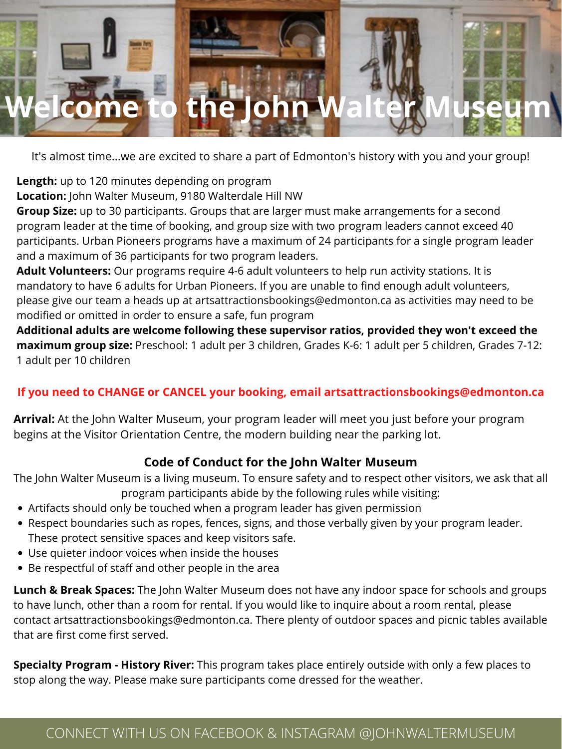# Welcome to the John Walter Museum

It's almost time...we are excited to share a part of Edmonton's history with you and your group!

**Length:** up to 120 minutes depending on program
**Location:** John Walter Museum, 9180 Walterdale Hill NW
**Group Size:** up to 30 participants. Groups that are larger must make arrangements for a second program leader at the time of booking, and group size with two program leaders cannot exceed 40 participants. Urban Pioneers programs have a maximum of 24 participants for a single program leader and a maximum of 36 participants for two program leaders.
**Adult Volunteers:** Our programs require 4-6 adult volunteers to help run activity stations. It is mandatory to have 6 adults for Urban Pioneers. If you are unable to find enough adult volunteers, please give our team a heads up at artsattractionsbookings@edmonton.ca as activities may need to be modified or omitted in order to ensure a safe, fun program
**Additional adults are welcome following these supervisor ratios, provided they won't exceed the maximum group size:** Preschool: 1 adult per 3 children, Grades K-6: 1 adult per 5 children, Grades 7-12: 1 adult per 10 children

**If you need to CHANGE or CANCEL your booking, email artsattractionsbookings@edmonton.ca**

**Arrival:** At the John Walter Museum, your program leader will meet you just before your program begins at the Visitor Orientation Centre, the modern building near the parking lot.

### Code of Conduct for the John Walter Museum

The John Walter Museum is a living museum. To ensure safety and to respect other visitors, we ask that all program participants abide by the following rules while visiting:

- Artifacts should only be touched when a program leader has given permission
- Respect boundaries such as ropes, fences, signs, and those verbally given by your program leader. These protect sensitive spaces and keep visitors safe.
- Use quieter indoor voices when inside the houses
- Be respectful of staff and other people in the area

**Lunch & Break Spaces:** The John Walter Museum does not have any indoor space for schools and groups to have lunch, other than a room for rental. If you would like to inquire about a room rental, please contact artsattractionsbookings@edmonton.ca. There plenty of outdoor spaces and picnic tables available that are first come first served.

**Specialty Program - History River:** This program takes place entirely outside with only a few places to stop along the way. Please make sure participants come dressed for the weather.

CONNECT WITH US ON FACEBOOK & INSTAGRAM @JOHNWALTERMUSEUM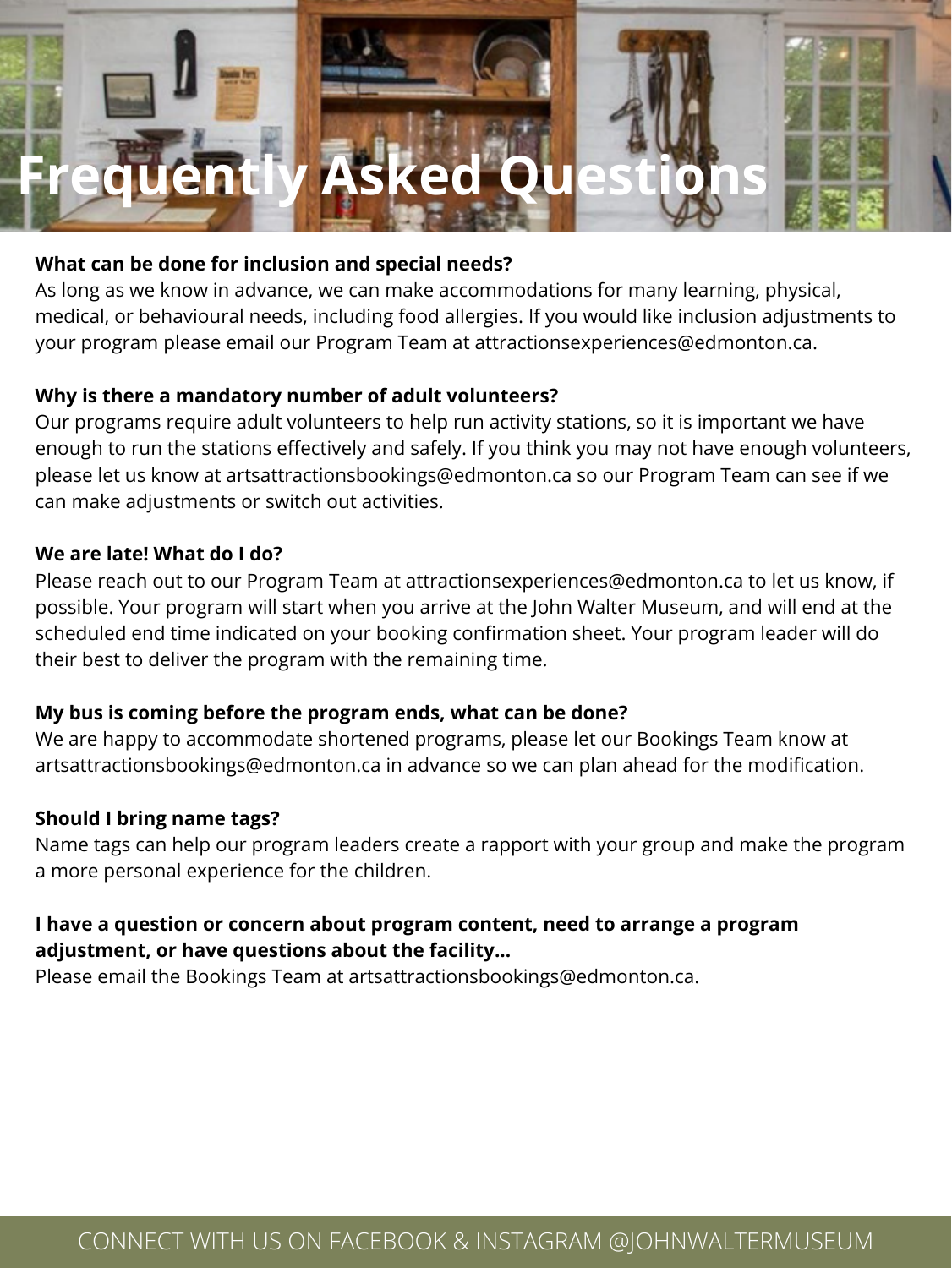# Frequently Asked Questions

**What can be done for inclusion and special needs?**
As long as we know in advance, we can make accommodations for many learning, physical, medical, or behavioural needs, including food allergies. If you would like inclusion adjustments to your program please email our Program Team at attractionsexperiences@edmonton.ca.

**Why is there a mandatory number of adult volunteers?**
Our programs require adult volunteers to help run activity stations, so it is important we have enough to run the stations effectively and safely. If you think you may not have enough volunteers, please let us know at artsattractionsbookings@edmonton.ca so our Program Team can see if we can make adjustments or switch out activities.

**We are late! What do I do?**
Please reach out to our Program Team at attractionsexperiences@edmonton.ca to let us know, if possible. Your program will start when you arrive at the John Walter Museum, and will end at the scheduled end time indicated on your booking confirmation sheet. Your program leader will do their best to deliver the program with the remaining time.

**My bus is coming before the program ends, what can be done?**
We are happy to accommodate shortened programs, please let our Bookings Team know at artsattractionsbookings@edmonton.ca in advance so we can plan ahead for the modification.

**Should I bring name tags?**
Name tags can help our program leaders create a rapport with your group and make the program a more personal experience for the children.

**I have a question or concern about program content, need to arrange a program adjustment, or have questions about the facility...**
Please email the Bookings Team at artsattractionsbookings@edmonton.ca.

CONNECT WITH US ON FACEBOOK & INSTAGRAM @JOHNWALTERMUSEUM